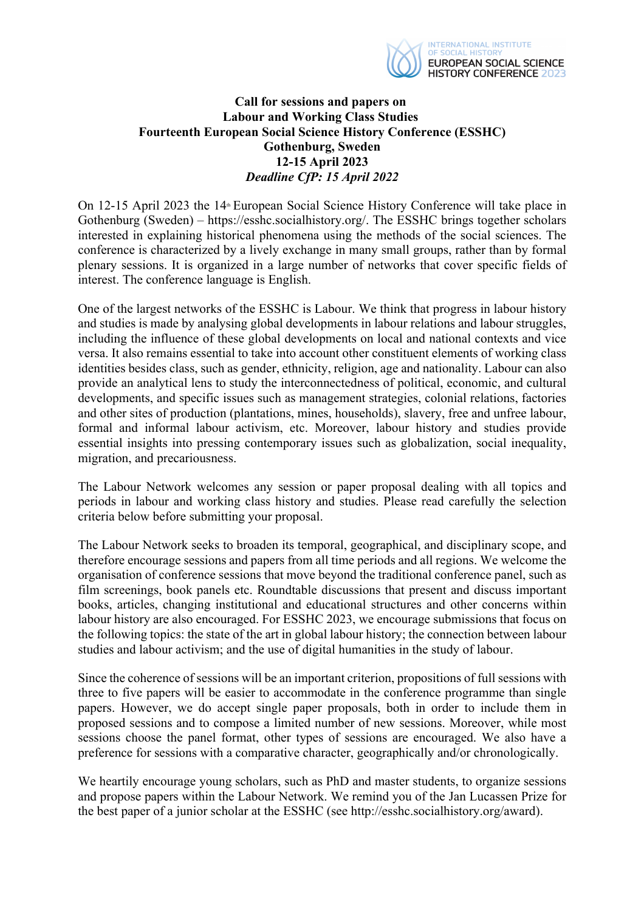# Call for sessions and papers on Labour and Working Class Studies

**Fourteenth European Social Science History Conference (ESSHC)**
**Gothenburg, Sweden**
**12-15 April 2023**
***Deadline CfP: 15 April 2022***

On 12-15 April 2023 the 14th European Social Science History Conference will take place in Gothenburg (Sweden) – https://esshc.socialhistory.org/. The ESSHC brings together scholars interested in explaining historical phenomena using the methods of the social sciences. The conference is characterized by a lively exchange in many small groups, rather than by formal plenary sessions. It is organized in a large number of networks that cover specific fields of interest. The conference language is English.

One of the largest networks of the ESSHC is Labour. We think that progress in labour history and studies is made by analysing global developments in labour relations and labour struggles, including the influence of these global developments on local and national contexts and vice versa. It also remains essential to take into account other constituent elements of working class identities besides class, such as gender, ethnicity, religion, age and nationality. Labour can also provide an analytical lens to study the interconnectedness of political, economic, and cultural developments, and specific issues such as management strategies, colonial relations, factories and other sites of production (plantations, mines, households), slavery, free and unfree labour, formal and informal labour activism, etc. Moreover, labour history and studies provide essential insights into pressing contemporary issues such as globalization, social inequality, migration, and precariousness.

The Labour Network welcomes any session or paper proposal dealing with all topics and periods in labour and working class history and studies. Please read carefully the selection criteria below before submitting your proposal.

The Labour Network seeks to broaden its temporal, geographical, and disciplinary scope, and therefore encourage sessions and papers from all time periods and all regions. We welcome the organisation of conference sessions that move beyond the traditional conference panel, such as film screenings, book panels etc. Roundtable discussions that present and discuss important books, articles, changing institutional and educational structures and other concerns within labour history are also encouraged. For ESSHC 2023, we encourage submissions that focus on the following topics: the state of the art in global labour history; the connection between labour studies and labour activism; and the use of digital humanities in the study of labour.

Since the coherence of sessions will be an important criterion, propositions of full sessions with three to five papers will be easier to accommodate in the conference programme than single papers. However, we do accept single paper proposals, both in order to include them in proposed sessions and to compose a limited number of new sessions. Moreover, while most sessions choose the panel format, other types of sessions are encouraged. We also have a preference for sessions with a comparative character, geographically and/or chronologically.

We heartily encourage young scholars, such as PhD and master students, to organize sessions and propose papers within the Labour Network. We remind you of the Jan Lucassen Prize for the best paper of a junior scholar at the ESSHC (see http://esshc.socialhistory.org/award).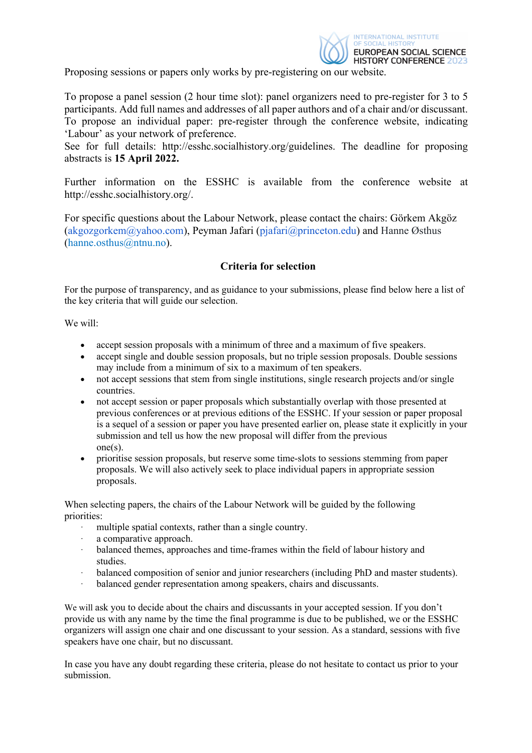Proposing sessions or papers only works by pre-registering on our website.

To propose a panel session (2 hour time slot): panel organizers need to pre-register for 3 to 5 participants. Add full names and addresses of all paper authors and of a chair and/or discussant. To propose an individual paper: pre-register through the conference website, indicating 'Labour' as your network of preference.
See for full details: http://esshc.socialhistory.org/guidelines. The deadline for proposing abstracts is **15 April 2022.**

Further information on the ESSHC is available from the conference website at http://esshc.socialhistory.org/.

For specific questions about the Labour Network, please contact the chairs: Görkem Akgöz (akgozgorkem@yahoo.com), Peyman Jafari (pjafari@princeton.edu) and Hanne Østhus (hanne.osthus@ntnu.no).

## Criteria for selection

For the purpose of transparency, and as guidance to your submissions, please find below here a list of the key criteria that will guide our selection.

We will:

- accept session proposals with a minimum of three and a maximum of five speakers.
- accept single and double session proposals, but no triple session proposals. Double sessions may include from a minimum of six to a maximum of ten speakers.
- not accept sessions that stem from single institutions, single research projects and/or single countries.
- not accept session or paper proposals which substantially overlap with those presented at previous conferences or at previous editions of the ESSHC. If your session or paper proposal is a sequel of a session or paper you have presented earlier on, please state it explicitly in your submission and tell us how the new proposal will differ from the previous one(s).
- prioritise session proposals, but reserve some time-slots to sessions stemming from paper proposals. We will also actively seek to place individual papers in appropriate session proposals.

When selecting papers, the chairs of the Labour Network will be guided by the following priorities:

- multiple spatial contexts, rather than a single country.
- a comparative approach.
- balanced themes, approaches and time-frames within the field of labour history and studies.
- balanced composition of senior and junior researchers (including PhD and master students).
- balanced gender representation among speakers, chairs and discussants.

We will ask you to decide about the chairs and discussants in your accepted session. If you don't provide us with any name by the time the final programme is due to be published, we or the ESSHC organizers will assign one chair and one discussant to your session. As a standard, sessions with five speakers have one chair, but no discussant.

In case you have any doubt regarding these criteria, please do not hesitate to contact us prior to your submission.